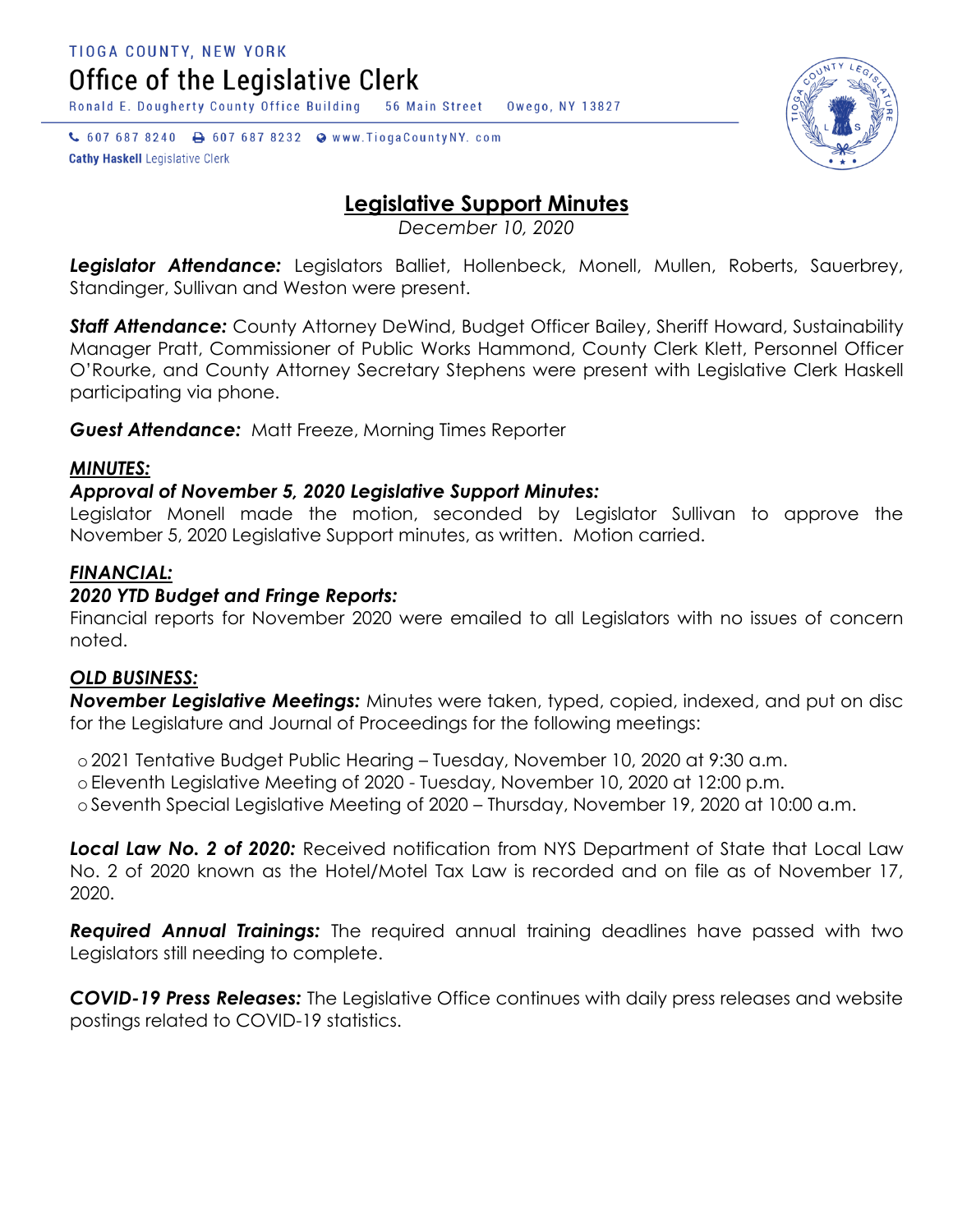TIOGA COUNTY, NEW YORK

Office of the Legislative Clerk

Ronald E. Dougherty County Office Building 56 Main Street Owego, NY 13827

607 687 8240 607 687 8232 www.TiogaCountyNY.com

**Cathy Haskell** Legislative Clerk

# Legislative Support Minutes

*December 10, 2020*

***Legislator Attendance:*** Legislators Balliet, Hollenbeck, Monell, Mullen, Roberts, Sauerbrey, Standinger, Sullivan and Weston were present.

***Staff Attendance:*** County Attorney DeWind, Budget Officer Bailey, Sheriff Howard, Sustainability Manager Pratt, Commissioner of Public Works Hammond, County Clerk Klett, Personnel Officer O'Rourke, and County Attorney Secretary Stephens were present with Legislative Clerk Haskell participating via phone.

***Guest Attendance:*** Matt Freeze, Morning Times Reporter

***MINUTES:***

***Approval of November 5, 2020 Legislative Support Minutes:***

Legislator Monell made the motion, seconded by Legislator Sullivan to approve the November 5, 2020 Legislative Support minutes, as written. Motion carried.

***FINANCIAL:***

***2020 YTD Budget and Fringe Reports:***

Financial reports for November 2020 were emailed to all Legislators with no issues of concern noted.

***OLD BUSINESS:***

***November Legislative Meetings:*** Minutes were taken, typed, copied, indexed, and put on disc for the Legislature and Journal of Proceedings for the following meetings:

- 2021 Tentative Budget Public Hearing – Tuesday, November 10, 2020 at 9:30 a.m.
- Eleventh Legislative Meeting of 2020 - Tuesday, November 10, 2020 at 12:00 p.m.
- Seventh Special Legislative Meeting of 2020 – Thursday, November 19, 2020 at 10:00 a.m.

***Local Law No. 2 of 2020:*** Received notification from NYS Department of State that Local Law No. 2 of 2020 known as the Hotel/Motel Tax Law is recorded and on file as of November 17, 2020.

***Required Annual Trainings:*** The required annual training deadlines have passed with two Legislators still needing to complete.

***COVID-19 Press Releases:*** The Legislative Office continues with daily press releases and website postings related to COVID-19 statistics.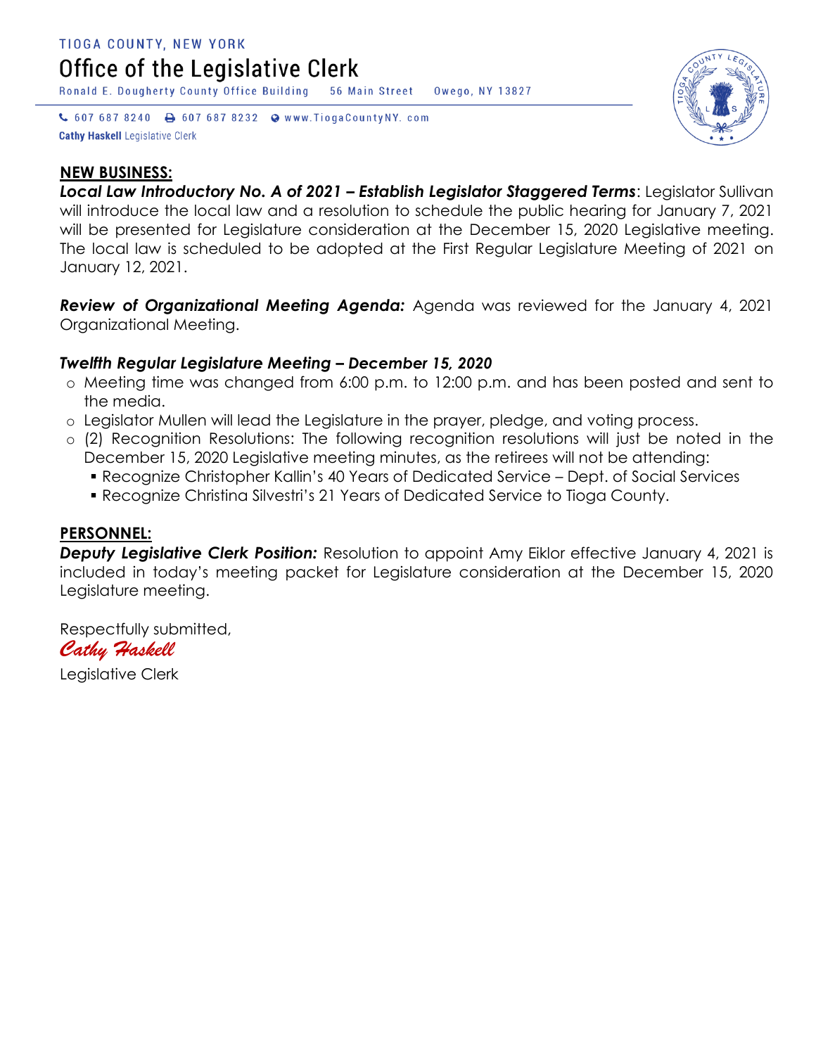TIOGA COUNTY, NEW YORK

Office of the Legislative Clerk

Ronald E. Dougherty County Office Building 56 Main Street Owego, NY 13827

607 687 8240 607 687 8232 www.TiogaCountyNY. com

**Cathy Haskell** Legislative Clerk

**NEW BUSINESS:**

***Local Law Introductory No. A of 2021 – Establish Legislator Staggered Terms***: Legislator Sullivan will introduce the local law and a resolution to schedule the public hearing for January 7, 2021 will be presented for Legislature consideration at the December 15, 2020 Legislative meeting. The local law is scheduled to be adopted at the First Regular Legislature Meeting of 2021 on January 12, 2021.

***Review of Organizational Meeting Agenda:*** Agenda was reviewed for the January 4, 2021 Organizational Meeting.

***Twelfth Regular Legislature Meeting – December 15, 2020***

- Meeting time was changed from 6:00 p.m. to 12:00 p.m. and has been posted and sent to the media.
- Legislator Mullen will lead the Legislature in the prayer, pledge, and voting process.
- (2) Recognition Resolutions: The following recognition resolutions will just be noted in the December 15, 2020 Legislative meeting minutes, as the retirees will not be attending:
  - Recognize Christopher Kallin's 40 Years of Dedicated Service – Dept. of Social Services
  - Recognize Christina Silvestri's 21 Years of Dedicated Service to Tioga County.

**PERSONNEL:**

***Deputy Legislative Clerk Position:*** Resolution to appoint Amy Eiklor effective January 4, 2021 is included in today's meeting packet for Legislature consideration at the December 15, 2020 Legislature meeting.

Respectfully submitted,

*Cathy Haskell*

Legislative Clerk